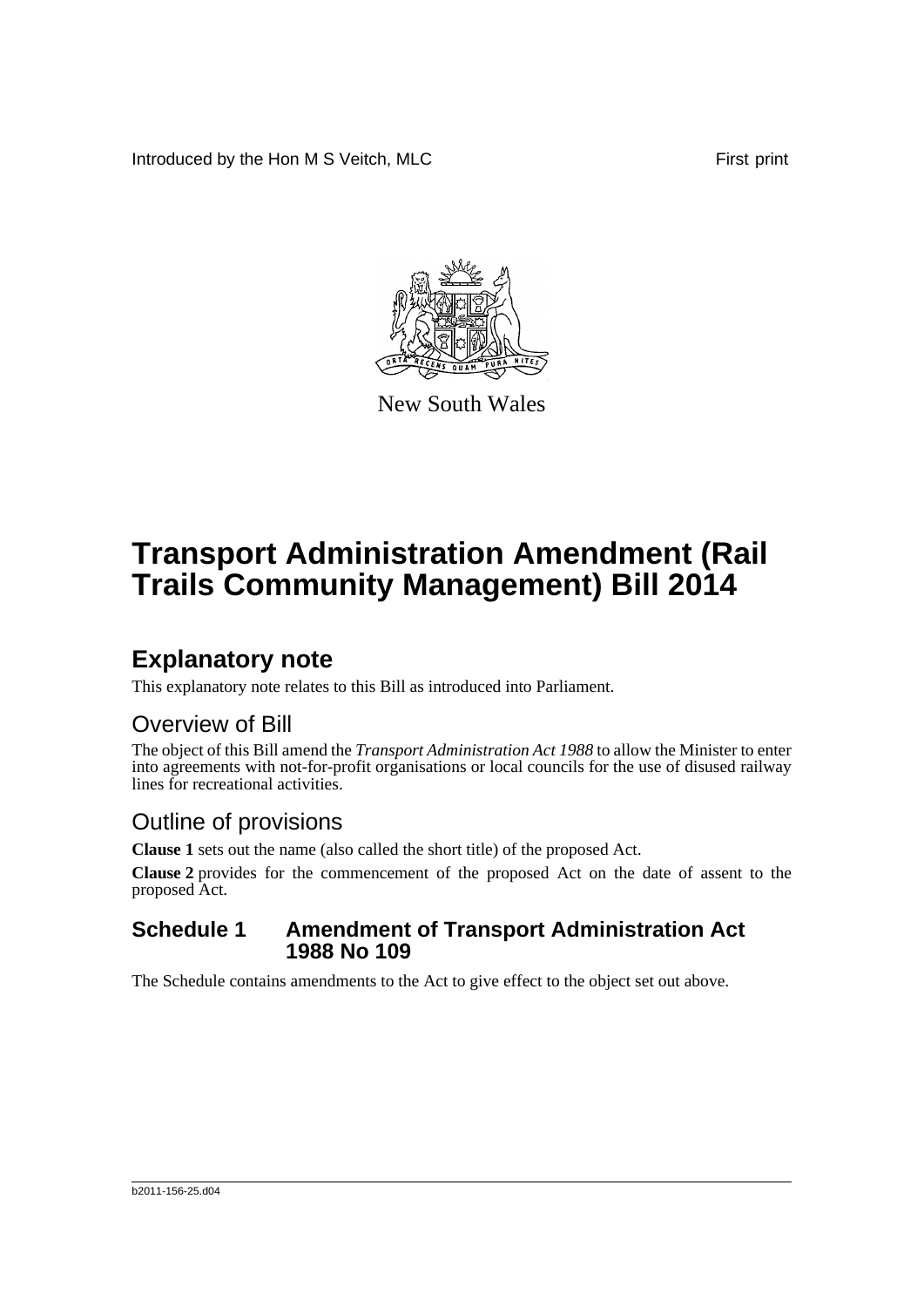Introduced by the Hon M S Veitch, MLC

First print

New South Wales

# Transport Administration Amendment (Rail Trails Community Management) Bill 2014

## Explanatory note

This explanatory note relates to this Bill as introduced into Parliament.

### Overview of Bill

The object of this Bill amend the *Transport Administration Act 1988* to allow the Minister to enter into agreements with not-for-profit organisations or local councils for the use of disused railway lines for recreational activities.

### Outline of provisions

**Clause 1** sets out the name (also called the short title) of the proposed Act.

**Clause 2** provides for the commencement of the proposed Act on the date of assent to the proposed Act.

#### Schedule 1 Amendment of Transport Administration Act 1988 No 109

The Schedule contains amendments to the Act to give effect to the object set out above.

b2011-156-25.d04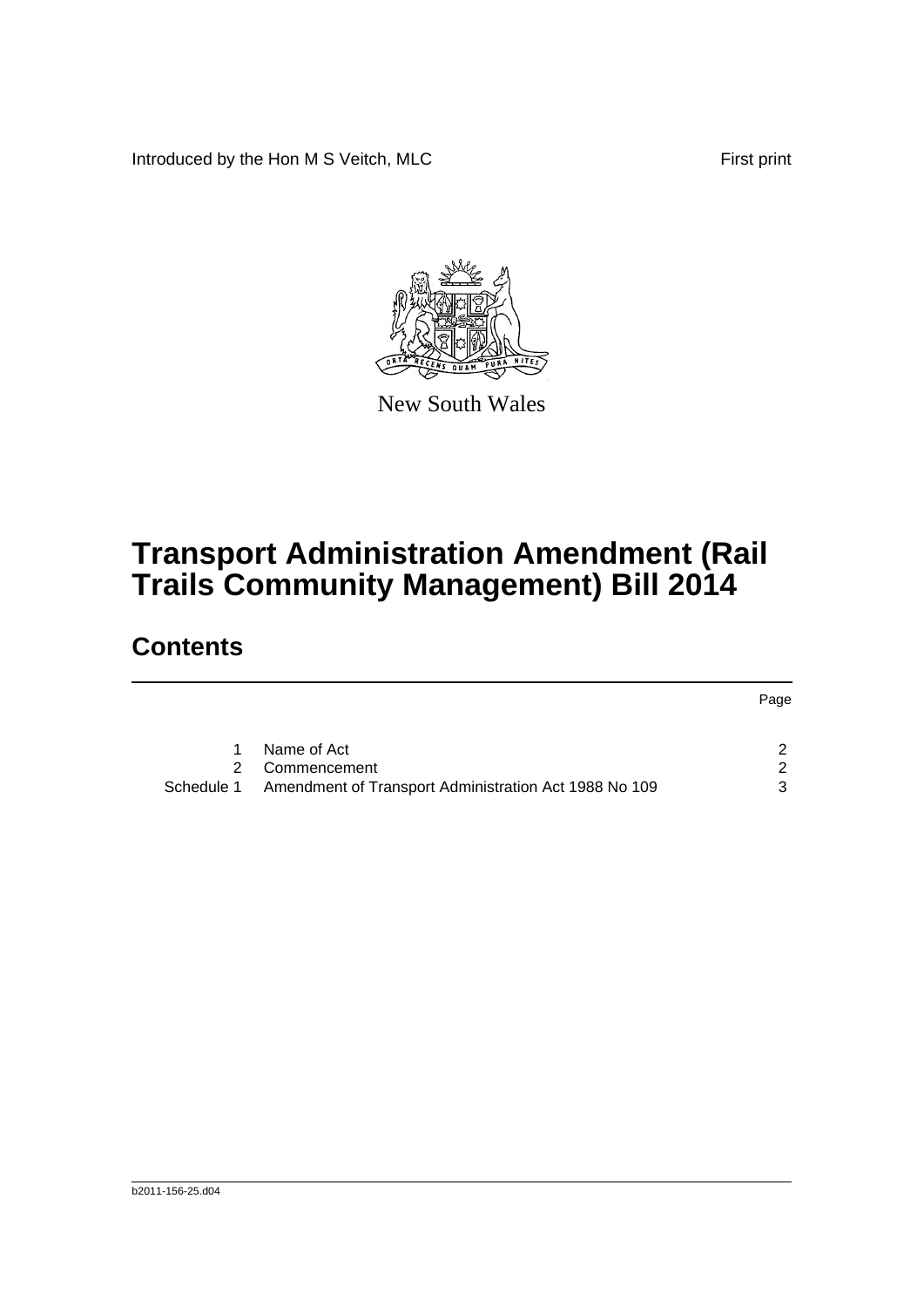Introduced by the Hon M S Veitch, MLC

First print

New South Wales

# Transport Administration Amendment (Rail Trails Community Management) Bill 2014

## Contents

| | | Page |
|---|---|---|
| 1 | Name of Act | 2 |
| 2 | Commencement | 2 |
| Schedule 1 | Amendment of Transport Administration Act 1988 No 109 | 3 |

b2011-156-25.d04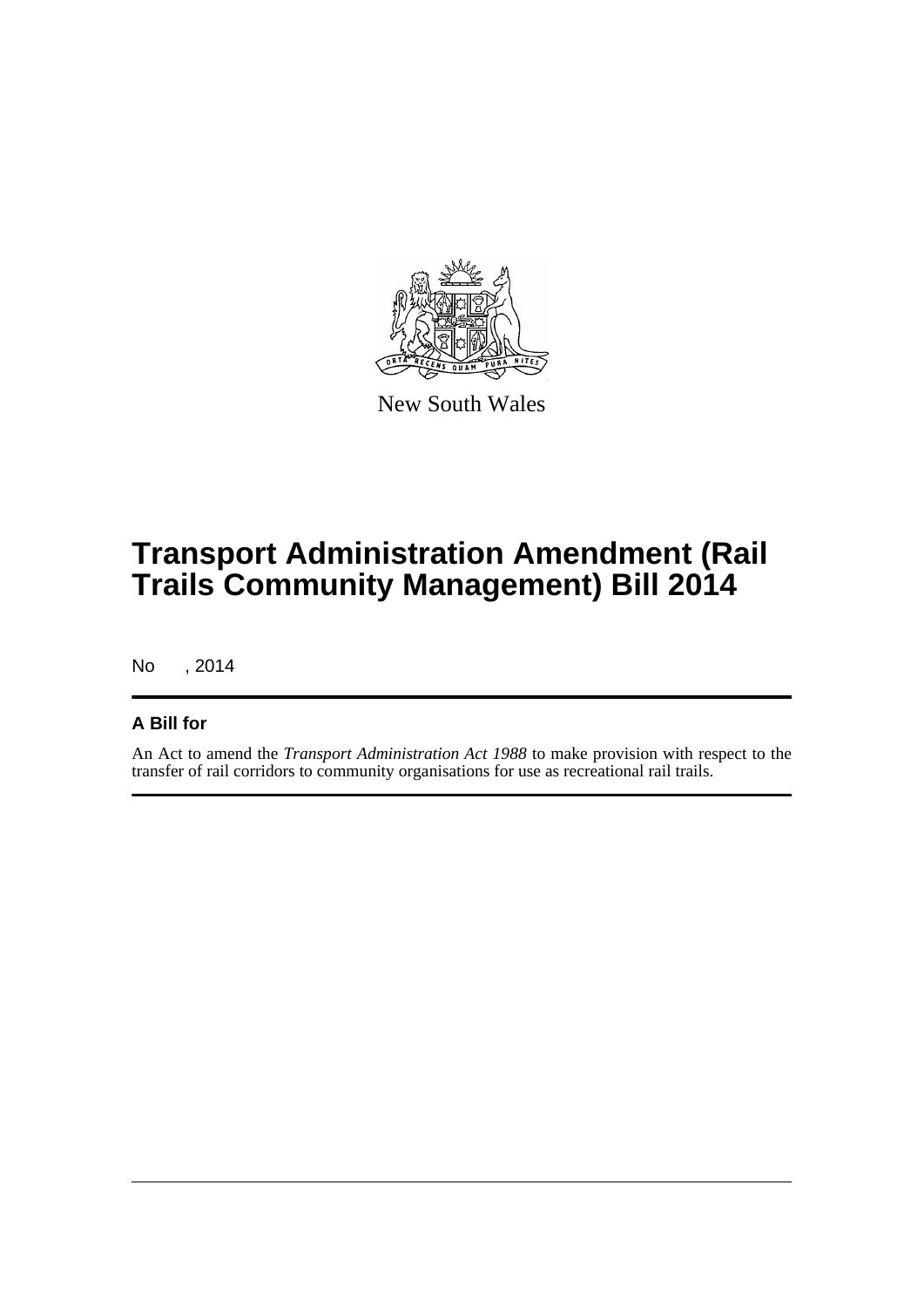New South Wales

# Transport Administration Amendment (Rail Trails Community Management) Bill 2014

No , 2014

## A Bill for

An Act to amend the *Transport Administration Act 1988* to make provision with respect to the transfer of rail corridors to community organisations for use as recreational rail trails.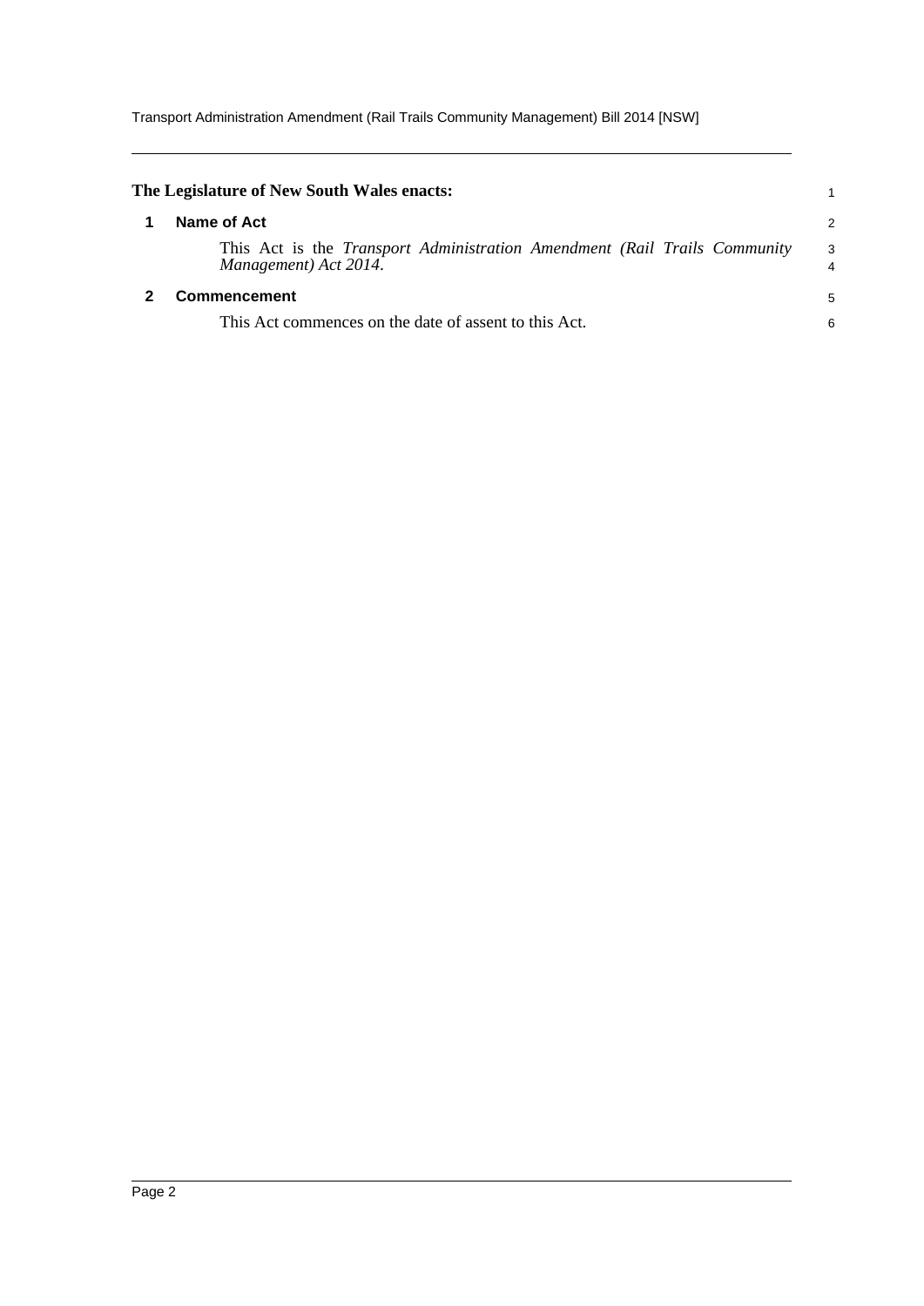**The Legislature of New South Wales enacts:**

## 1 Name of Act

This Act is the *Transport Administration Amendment (Rail Trails Community Management) Act 2014*.

## 2 Commencement

This Act commences on the date of assent to this Act.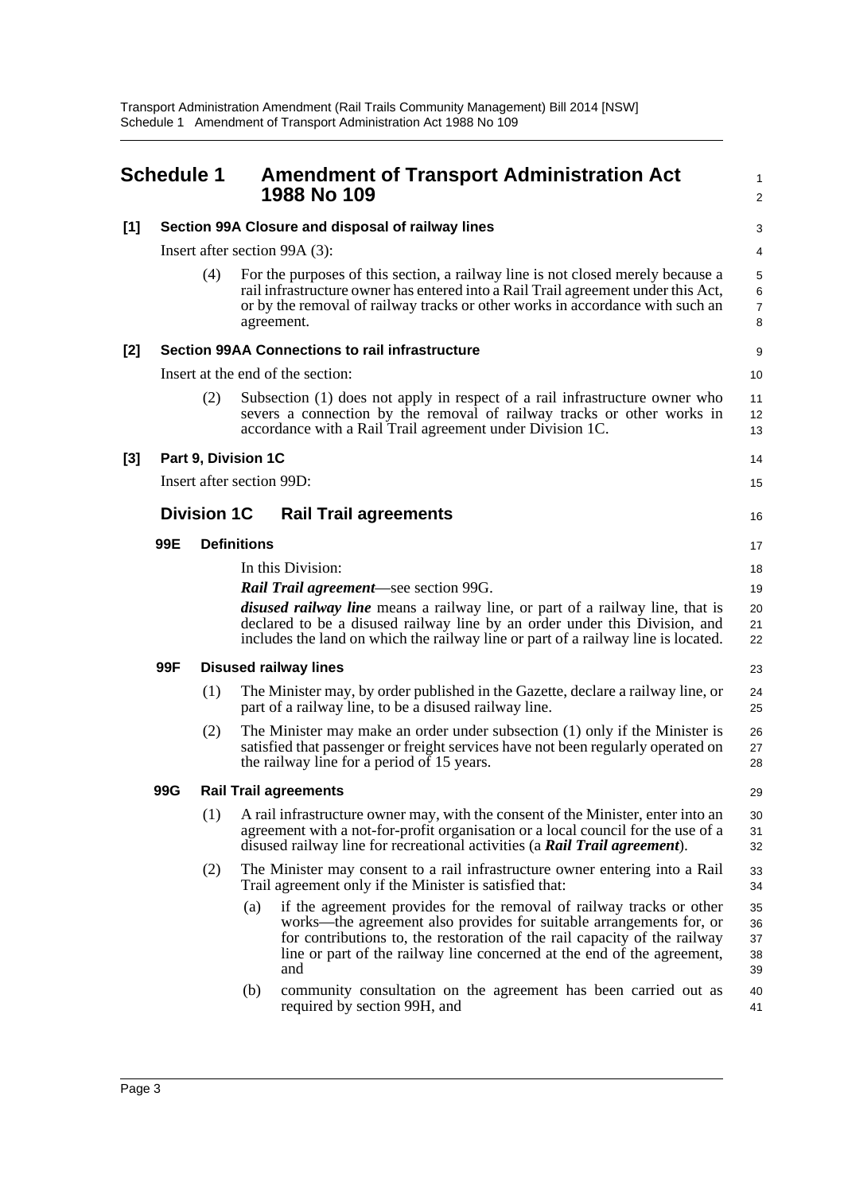# Schedule 1 Amendment of Transport Administration Act 1988 No 109

**[1] Section 99A Closure and disposal of railway lines**

Insert after section 99A (3):

(4) For the purposes of this section, a railway line is not closed merely because a rail infrastructure owner has entered into a Rail Trail agreement under this Act, or by the removal of railway tracks or other works in accordance with such an agreement.

**[2] Section 99AA Connections to rail infrastructure**

Insert at the end of the section:

(2) Subsection (1) does not apply in respect of a rail infrastructure owner who severs a connection by the removal of railway tracks or other works in accordance with a Rail Trail agreement under Division 1C.

**[3] Part 9, Division 1C**

Insert after section 99D:

## Division 1C Rail Trail agreements

### 99E Definitions

In this Division:

***Rail Trail agreement***—see section 99G.

***disused railway line*** means a railway line, or part of a railway line, that is declared to be a disused railway line by an order under this Division, and includes the land on which the railway line or part of a railway line is located.

### 99F Disused railway lines

(1) The Minister may, by order published in the Gazette, declare a railway line, or part of a railway line, to be a disused railway line.

(2) The Minister may make an order under subsection (1) only if the Minister is satisfied that passenger or freight services have not been regularly operated on the railway line for a period of 15 years.

### 99G Rail Trail agreements

(1) A rail infrastructure owner may, with the consent of the Minister, enter into an agreement with a not-for-profit organisation or a local council for the use of a disused railway line for recreational activities (a ***Rail Trail agreement***).

(2) The Minister may consent to a rail infrastructure owner entering into a Rail Trail agreement only if the Minister is satisfied that:

(a) if the agreement provides for the removal of railway tracks or other works—the agreement also provides for suitable arrangements for, or for contributions to, the restoration of the rail capacity of the railway line or part of the railway line concerned at the end of the agreement, and

(b) community consultation on the agreement has been carried out as required by section 99H, and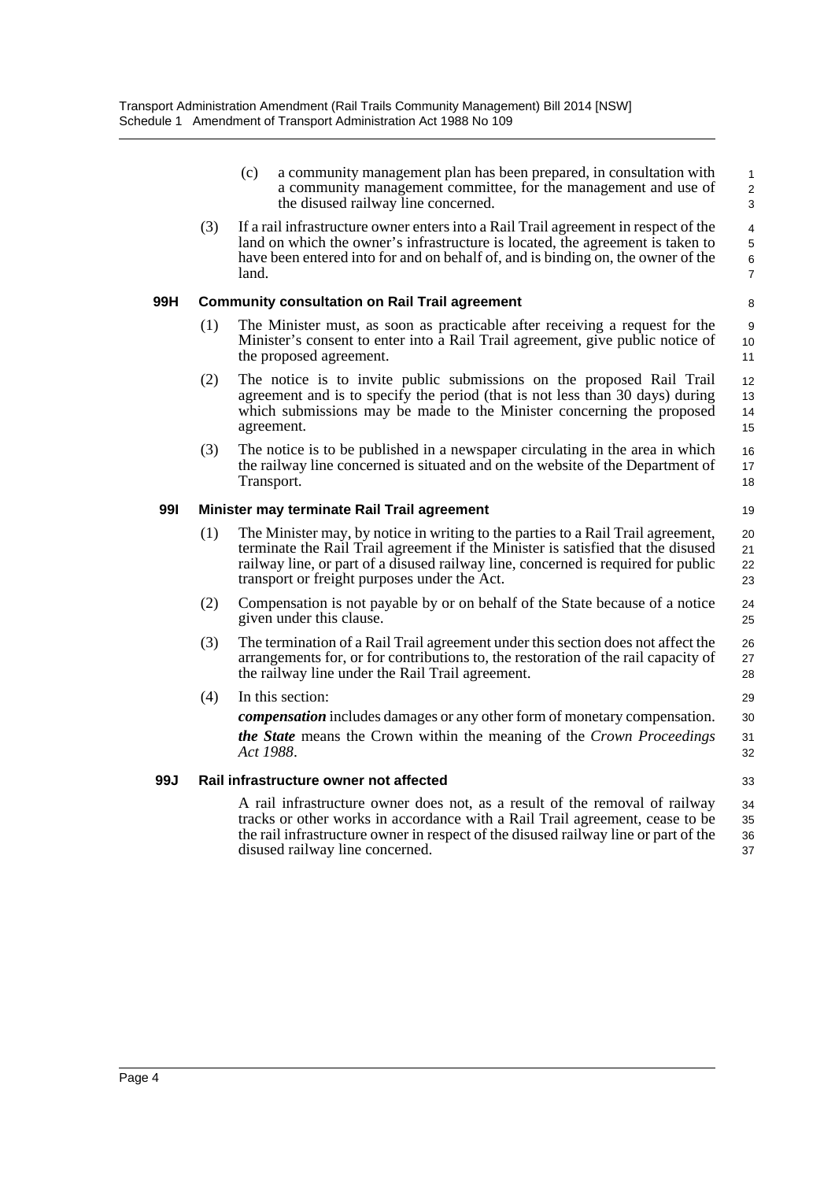(c) a community management plan has been prepared, in consultation with a community management committee, for the management and use of the disused railway line concerned.

(3) If a rail infrastructure owner enters into a Rail Trail agreement in respect of the land on which the owner's infrastructure is located, the agreement is taken to have been entered into for and on behalf of, and is binding on, the owner of the land.

### 99H Community consultation on Rail Trail agreement

(1) The Minister must, as soon as practicable after receiving a request for the Minister's consent to enter into a Rail Trail agreement, give public notice of the proposed agreement.

(2) The notice is to invite public submissions on the proposed Rail Trail agreement and is to specify the period (that is not less than 30 days) during which submissions may be made to the Minister concerning the proposed agreement.

(3) The notice is to be published in a newspaper circulating in the area in which the railway line concerned is situated and on the website of the Department of Transport.

### 99I Minister may terminate Rail Trail agreement

(1) The Minister may, by notice in writing to the parties to a Rail Trail agreement, terminate the Rail Trail agreement if the Minister is satisfied that the disused railway line, or part of a disused railway line, concerned is required for public transport or freight purposes under the Act.

(2) Compensation is not payable by or on behalf of the State because of a notice given under this clause.

(3) The termination of a Rail Trail agreement under this section does not affect the arrangements for, or for contributions to, the restoration of the rail capacity of the railway line under the Rail Trail agreement.

(4) In this section:

***compensation*** includes damages or any other form of monetary compensation.

***the State*** means the Crown within the meaning of the *Crown Proceedings Act 1988*.

### 99J Rail infrastructure owner not affected

A rail infrastructure owner does not, as a result of the removal of railway tracks or other works in accordance with a Rail Trail agreement, cease to be the rail infrastructure owner in respect of the disused railway line or part of the disused railway line concerned.